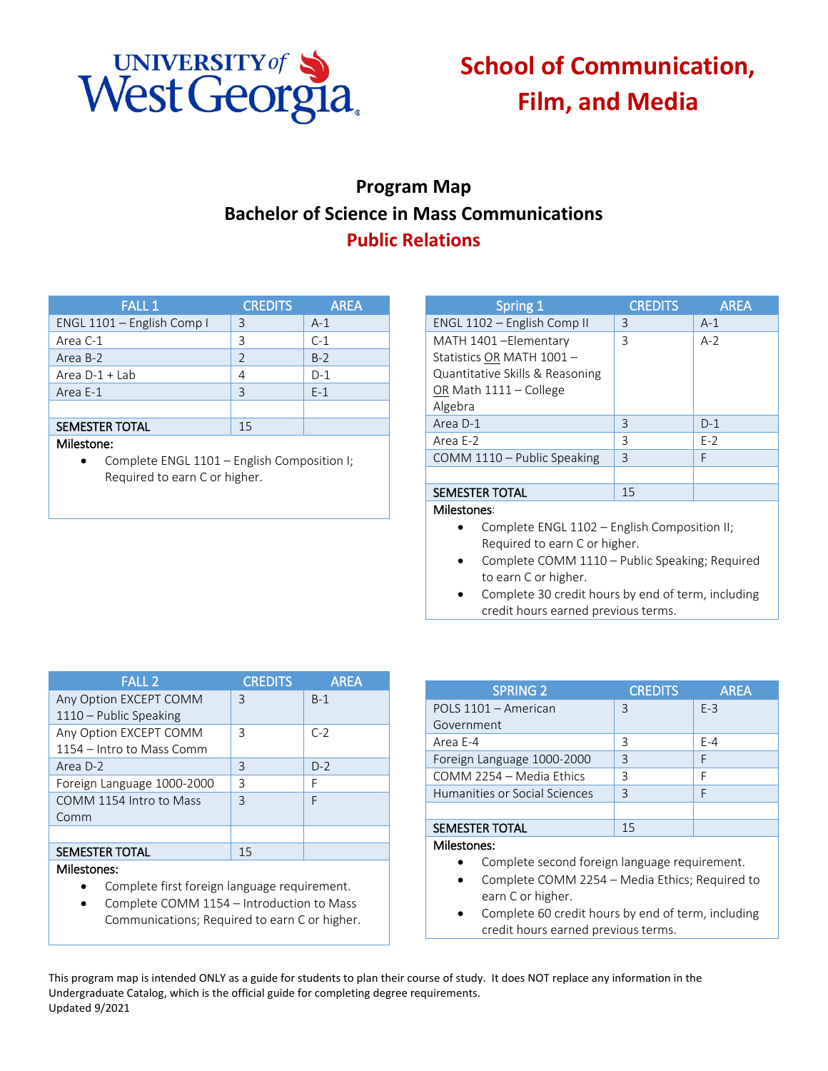University of West Georgia

# School of Communication, Film, and Media

## Program Map
## Bachelor of Science in Mass Communications
## Public Relations

| FALL 1 | CREDITS | AREA |
|---|---|---|
| ENGL 1101 – English Comp I | 3 | A-1 |
| Area C-1 | 3 | C-1 |
| Area B-2 | 2 | B-2 |
| Area D-1 + Lab | 4 | D-1 |
| Area E-1 | 3 | E-1 |
| | | |
| SEMESTER TOTAL | 15 | |

Milestone:

- Complete ENGL 1101 – English Composition I; Required to earn C or higher.

| Spring 1 | CREDITS | AREA |
|---|---|---|
| ENGL 1102 – English Comp II | 3 | A-1 |
| MATH 1401 –Elementary Statistics OR MATH 1001 – Quantitative Skills & Reasoning OR Math 1111 – College Algebra | 3 | A-2 |
| Area D-1 | 3 | D-1 |
| Area E-2 | 3 | E-2 |
| COMM 1110 – Public Speaking | 3 | F |
| | | |
| SEMESTER TOTAL | 15 | |

Milestones:

- Complete ENGL 1102 – English Composition II; Required to earn C or higher.
- Complete COMM 1110 – Public Speaking; Required to earn C or higher.
- Complete 30 credit hours by end of term, including credit hours earned previous terms.

| FALL 2 | CREDITS | AREA |
|---|---|---|
| Any Option EXCEPT COMM 1110 – Public Speaking | 3 | B-1 |
| Any Option EXCEPT COMM 1154 – Intro to Mass Comm | 3 | C-2 |
| Area D-2 | 3 | D-2 |
| Foreign Language 1000-2000 | 3 | F |
| COMM 1154 Intro to Mass Comm | 3 | F |
| | | |
| SEMESTER TOTAL | 15 | |

Milestones:

- Complete first foreign language requirement.
- Complete COMM 1154 – Introduction to Mass Communications; Required to earn C or higher.

| SPRING 2 | CREDITS | AREA |
|---|---|---|
| POLS 1101 – American Government | 3 | E-3 |
| Area E-4 | 3 | E-4 |
| Foreign Language 1000-2000 | 3 | F |
| COMM 2254 – Media Ethics | 3 | F |
| Humanities or Social Sciences | 3 | F |
| | | |
| SEMESTER TOTAL | 15 | |

Milestones:

- Complete second foreign language requirement.
- Complete COMM 2254 – Media Ethics; Required to earn C or higher.
- Complete 60 credit hours by end of term, including credit hours earned previous terms.

This program map is intended ONLY as a guide for students to plan their course of study. It does NOT replace any information in the Undergraduate Catalog, which is the official guide for completing degree requirements.
Updated 9/2021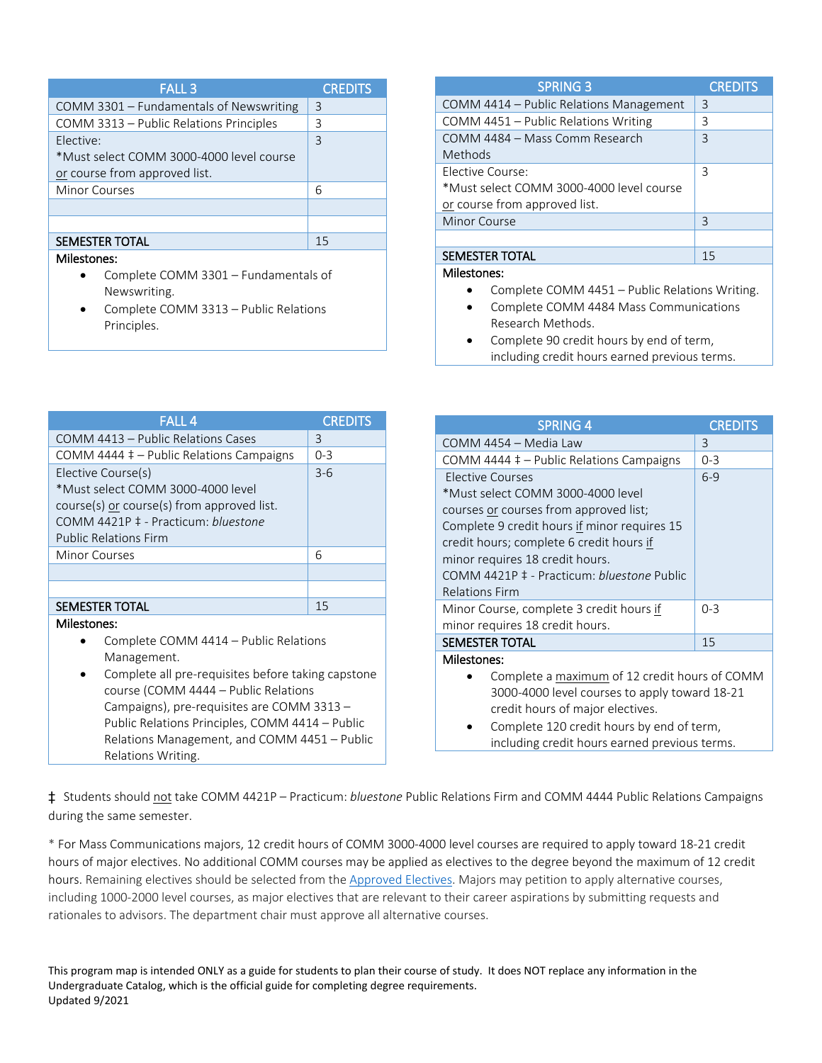| FALL 3 | CREDITS |
|---|---|
| COMM 3301 – Fundamentals of Newswriting | 3 |
| COMM 3313 – Public Relations Principles | 3 |
| Elective:<br>*Must select COMM 3000-4000 level course <u>or</u> course from approved list. | 3 |
| Minor Courses | 6 |
| | |
| | |
| SEMESTER TOTAL | 15 |

Milestones:

- Complete COMM 3301 – Fundamentals of Newswriting.
- Complete COMM 3313 – Public Relations Principles.

| SPRING 3 | CREDITS |
|---|---|
| COMM 4414 – Public Relations Management | 3 |
| COMM 4451 – Public Relations Writing | 3 |
| COMM 4484 – Mass Comm Research Methods | 3 |
| Elective Course:<br>*Must select COMM 3000-4000 level course <u>or</u> course from approved list. | 3 |
| Minor Course | 3 |
| | |
| SEMESTER TOTAL | 15 |

Milestones:

- Complete COMM 4451 – Public Relations Writing.
- Complete COMM 4484 Mass Communications Research Methods.
- Complete 90 credit hours by end of term, including credit hours earned previous terms.

| FALL 4 | CREDITS |
|---|---|
| COMM 4413 – Public Relations Cases | 3 |
| COMM 4444 ‡ – Public Relations Campaigns | 0-3 |
| Elective Course(s)<br>*Must select COMM 3000-4000 level course(s) <u>or</u> course(s) from approved list.<br>COMM 4421P ‡ - Practicum: *bluestone* Public Relations Firm | 3-6 |
| Minor Courses | 6 |
| | |
| | |
| SEMESTER TOTAL | 15 |

Milestones:

- Complete COMM 4414 – Public Relations Management.
- Complete all pre-requisites before taking capstone course (COMM 4444 – Public Relations Campaigns), pre-requisites are COMM 3313 – Public Relations Principles, COMM 4414 – Public Relations Management, and COMM 4451 – Public Relations Writing.

| SPRING 4 | CREDITS |
|---|---|
| COMM 4454 – Media Law | 3 |
| COMM 4444 ‡ – Public Relations Campaigns | 0-3 |
| Elective Courses<br>*Must select COMM 3000-4000 level courses <u>or</u> courses from approved list; Complete 9 credit hours <u>if</u> minor requires 15 credit hours; complete 6 credit hours <u>if</u> minor requires 18 credit hours.<br>COMM 4421P ‡ - Practicum: *bluestone* Public Relations Firm | 6-9 |
| Minor Course, complete 3 credit hours <u>if</u> minor requires 18 credit hours. | 0-3 |
| SEMESTER TOTAL | 15 |

Milestones:

- Complete a <u>maximum</u> of 12 credit hours of COMM 3000-4000 level courses to apply toward 18-21 credit hours of major electives.
- Complete 120 credit hours by end of term, including credit hours earned previous terms.

‡ Students should <u>not</u> take COMM 4421P – Practicum: *bluestone* Public Relations Firm and COMM 4444 Public Relations Campaigns during the same semester.

* For Mass Communications majors, 12 credit hours of COMM 3000-4000 level courses are required to apply toward 18-21 credit hours of major electives. No additional COMM courses may be applied as electives to the degree beyond the maximum of 12 credit hours. Remaining electives should be selected from the Approved Electives. Majors may petition to apply alternative courses, including 1000-2000 level courses, as major electives that are relevant to their career aspirations by submitting requests and rationales to advisors. The department chair must approve all alternative courses.

This program map is intended ONLY as a guide for students to plan their course of study. It does NOT replace any information in the Undergraduate Catalog, which is the official guide for completing degree requirements.
Updated 9/2021